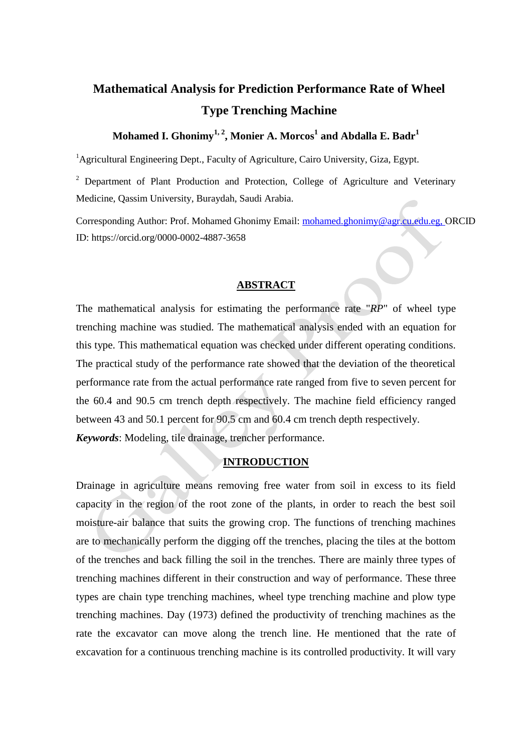# Mathematical Analysis for Prediction Performance Rate of Wheel Type Trenching Machine

**Mohamed I. Ghonimy[1, 2], Monier A. Morcos[1] and Abdalla E. Badr[1]**

[1]Agricultural Engineering Dept., Faculty of Agriculture, Cairo University, Giza, Egypt.

[2] Department of Plant Production and Protection, College of Agriculture and Veterinary Medicine, Qassim University, Buraydah, Saudi Arabia.

Corresponding Author: Prof. Mohamed Ghonimy Email: mohamed.ghonimy@agr.cu.edu.eg, ORCID ID: https://orcid.org/0000-0002-4887-3658

## ABSTRACT

The mathematical analysis for estimating the performance rate "*RP*" of wheel type trenching machine was studied. The mathematical analysis ended with an equation for this type. This mathematical equation was checked under different operating conditions. The practical study of the performance rate showed that the deviation of the theoretical performance rate from the actual performance rate ranged from five to seven percent for the 60.4 and 90.5 cm trench depth respectively. The machine field efficiency ranged between 43 and 50.1 percent for 90.5 cm and 60.4 cm trench depth respectively.

***Keywords***: Modeling, tile drainage, trencher performance.

## INTRODUCTION

Drainage in agriculture means removing free water from soil in excess to its field capacity in the region of the root zone of the plants, in order to reach the best soil moisture-air balance that suits the growing crop. The functions of trenching machines are to mechanically perform the digging off the trenches, placing the tiles at the bottom of the trenches and back filling the soil in the trenches. There are mainly three types of trenching machines different in their construction and way of performance. These three types are chain type trenching machines, wheel type trenching machine and plow type trenching machines. Day (1973) defined the productivity of trenching machines as the rate the excavator can move along the trench line. He mentioned that the rate of excavation for a continuous trenching machine is its controlled productivity. It will vary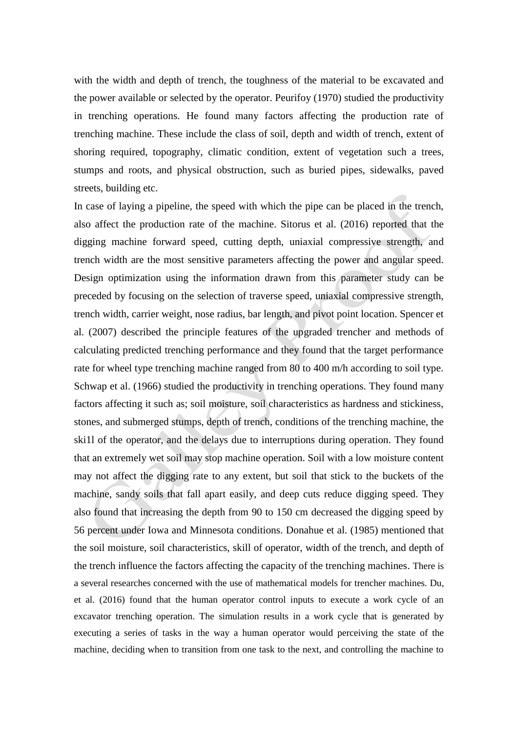with the width and depth of trench, the toughness of the material to be excavated and the power available or selected by the operator. Peurifoy (1970) studied the productivity in trenching operations. He found many factors affecting the production rate of trenching machine. These include the class of soil, depth and width of trench, extent of shoring required, topography, climatic condition, extent of vegetation such a trees, stumps and roots, and physical obstruction, such as buried pipes, sidewalks, paved streets, building etc.

In case of laying a pipeline, the speed with which the pipe can be placed in the trench, also affect the production rate of the machine. Sitorus et al. (2016) reported that the digging machine forward speed, cutting depth, uniaxial compressive strength, and trench width are the most sensitive parameters affecting the power and angular speed. Design optimization using the information drawn from this parameter study can be preceded by focusing on the selection of traverse speed, uniaxial compressive strength, trench width, carrier weight, nose radius, bar length, and pivot point location. Spencer et al. (2007) described the principle features of the upgraded trencher and methods of calculating predicted trenching performance and they found that the target performance rate for wheel type trenching machine ranged from 80 to 400 m/h according to soil type. Schwap et al. (1966) studied the productivity in trenching operations. They found many factors affecting it such as; soil moisture, soil characteristics as hardness and stickiness, stones, and submerged stumps, depth of trench, conditions of the trenching machine, the ski1l of the operator, and the delays due to interruptions during operation. They found that an extremely wet soil may stop machine operation. Soil with a low moisture content may not affect the digging rate to any extent, but soil that stick to the buckets of the machine, sandy soils that fall apart easily, and deep cuts reduce digging speed. They also found that increasing the depth from 90 to 150 cm decreased the digging speed by 56 percent under Iowa and Minnesota conditions. Donahue et al. (1985) mentioned that the soil moisture, soil characteristics, skill of operator, width of the trench, and depth of the trench influence the factors affecting the capacity of the trenching machines. There is a several researches concerned with the use of mathematical models for trencher machines. Du, et al. (2016) found that the human operator control inputs to execute a work cycle of an excavator trenching operation. The simulation results in a work cycle that is generated by executing a series of tasks in the way a human operator would perceiving the state of the machine, deciding when to transition from one task to the next, and controlling the machine to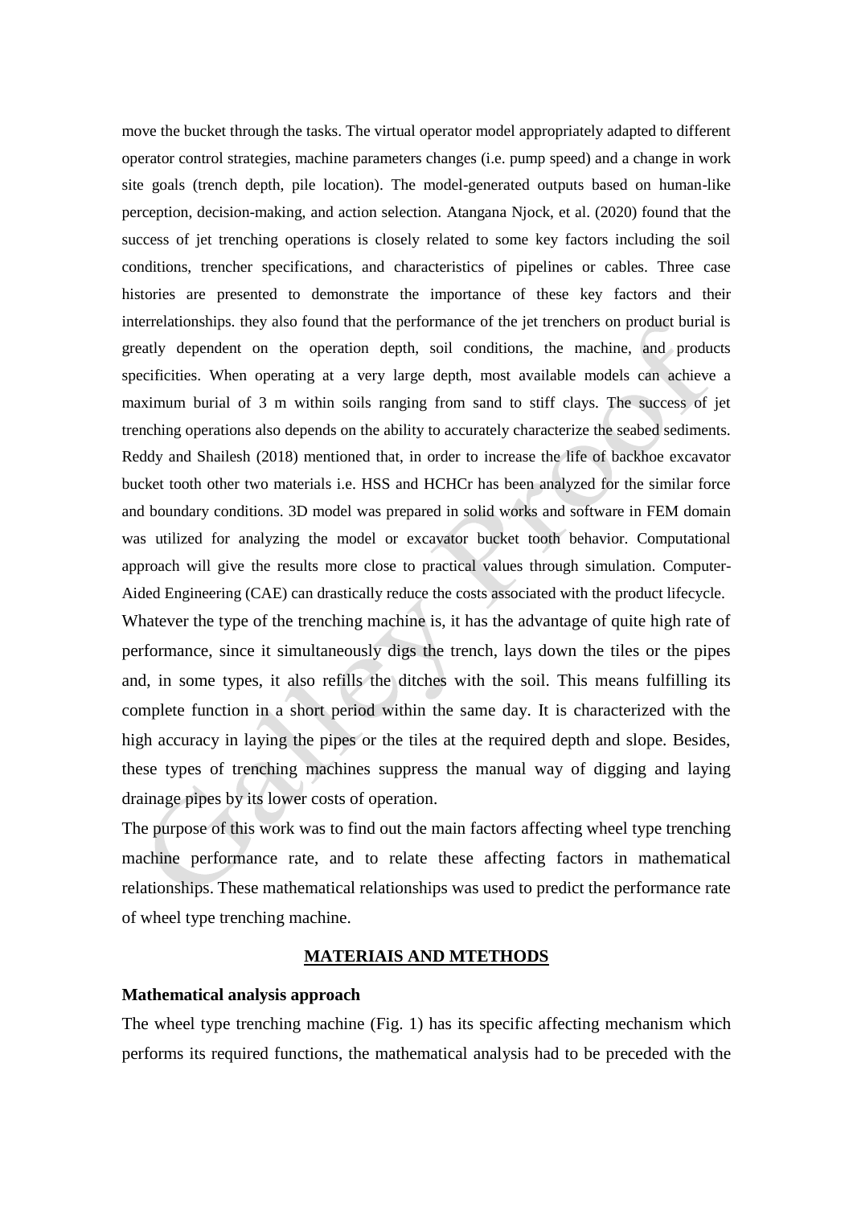move the bucket through the tasks. The virtual operator model appropriately adapted to different operator control strategies, machine parameters changes (i.e. pump speed) and a change in work site goals (trench depth, pile location). The model-generated outputs based on human-like perception, decision-making, and action selection. Atangana Njock, et al. (2020) found that the success of jet trenching operations is closely related to some key factors including the soil conditions, trencher specifications, and characteristics of pipelines or cables. Three case histories are presented to demonstrate the importance of these key factors and their interrelationships. they also found that the performance of the jet trenchers on product burial is greatly dependent on the operation depth, soil conditions, the machine, and products specificities. When operating at a very large depth, most available models can achieve a maximum burial of 3 m within soils ranging from sand to stiff clays. The success of jet trenching operations also depends on the ability to accurately characterize the seabed sediments. Reddy and Shailesh (2018) mentioned that, in order to increase the life of backhoe excavator bucket tooth other two materials i.e. HSS and HCHCr has been analyzed for the similar force and boundary conditions. 3D model was prepared in solid works and software in FEM domain was utilized for analyzing the model or excavator bucket tooth behavior. Computational approach will give the results more close to practical values through simulation. Computer-Aided Engineering (CAE) can drastically reduce the costs associated with the product lifecycle.

Whatever the type of the trenching machine is, it has the advantage of quite high rate of performance, since it simultaneously digs the trench, lays down the tiles or the pipes and, in some types, it also refills the ditches with the soil. This means fulfilling its complete function in a short period within the same day. It is characterized with the high accuracy in laying the pipes or the tiles at the required depth and slope. Besides, these types of trenching machines suppress the manual way of digging and laying drainage pipes by its lower costs of operation.

The purpose of this work was to find out the main factors affecting wheel type trenching machine performance rate, and to relate these affecting factors in mathematical relationships. These mathematical relationships was used to predict the performance rate of wheel type trenching machine.

## MATERIAIS AND MTETHODS

**Mathematical analysis approach**

The wheel type trenching machine (Fig. 1) has its specific affecting mechanism which performs its required functions, the mathematical analysis had to be preceded with the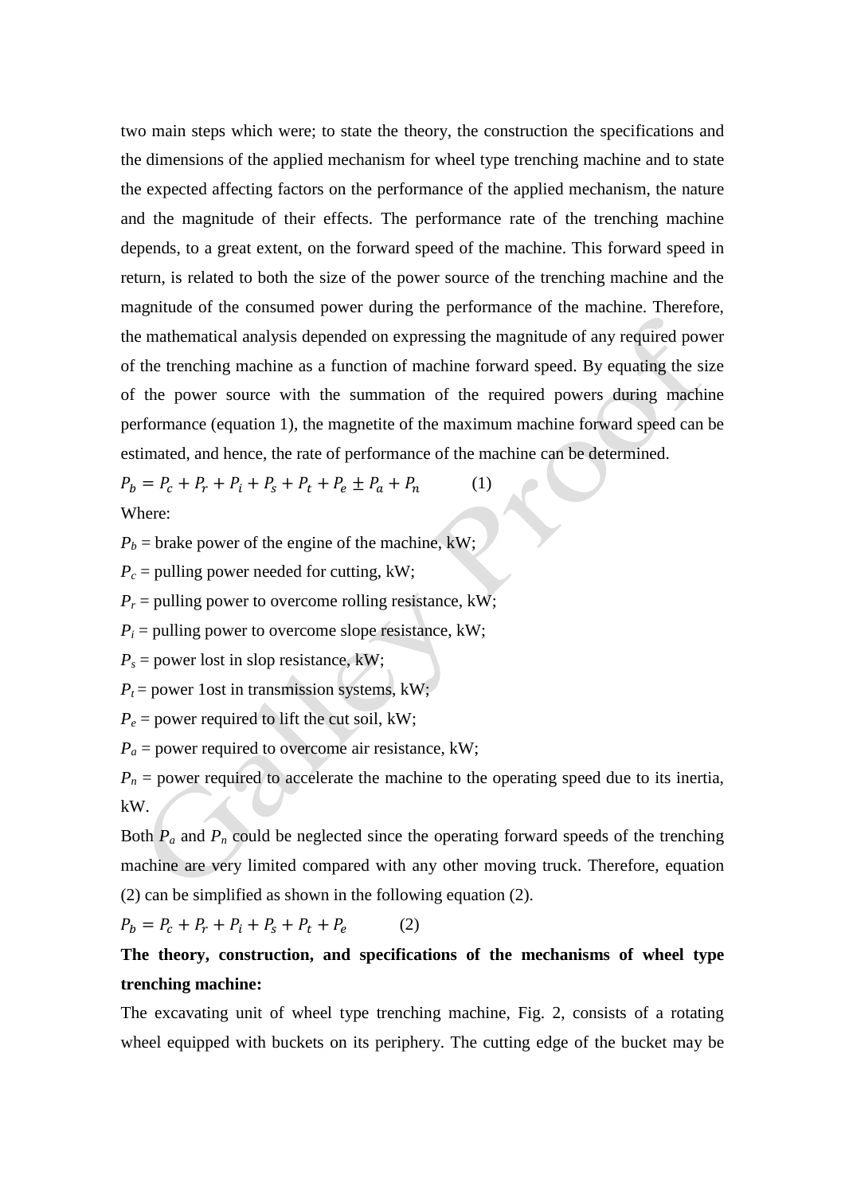two main steps which were; to state the theory, the construction the specifications and the dimensions of the applied mechanism for wheel type trenching machine and to state the expected affecting factors on the performance of the applied mechanism, the nature and the magnitude of their effects. The performance rate of the trenching machine depends, to a great extent, on the forward speed of the machine. This forward speed in return, is related to both the size of the power source of the trenching machine and the magnitude of the consumed power during the performance of the machine. Therefore, the mathematical analysis depended on expressing the magnitude of any required power of the trenching machine as a function of machine forward speed. By equating the size of the power source with the summation of the required powers during machine performance (equation 1), the magnetite of the maximum machine forward speed can be estimated, and hence, the rate of performance of the machine can be determined.

$$P_b = P_c + P_r + P_i + P_s + P_t + P_e \pm P_a + P_n \qquad (1)$$

Where:

$P_b$ = brake power of the engine of the machine, kW;

$P_c$ = pulling power needed for cutting, kW;

$P_r$ = pulling power to overcome rolling resistance, kW;

$P_i$ = pulling power to overcome slope resistance, kW;

$P_s$ = power lost in slop resistance, kW;

$P_t$ = power 1ost in transmission systems, kW;

$P_e$ = power required to lift the cut soil, kW;

$P_a$ = power required to overcome air resistance, kW;

$P_n$ = power required to accelerate the machine to the operating speed due to its inertia, kW.

Both $P_a$ and $P_n$ could be neglected since the operating forward speeds of the trenching machine are very limited compared with any other moving truck. Therefore, equation (2) can be simplified as shown in the following equation (2).

$$P_b = P_c + P_r + P_i + P_s + P_t + P_e \qquad (2)$$

**The theory, construction, and specifications of the mechanisms of wheel type trenching machine:**

The excavating unit of wheel type trenching machine, Fig. 2, consists of a rotating wheel equipped with buckets on its periphery. The cutting edge of the bucket may be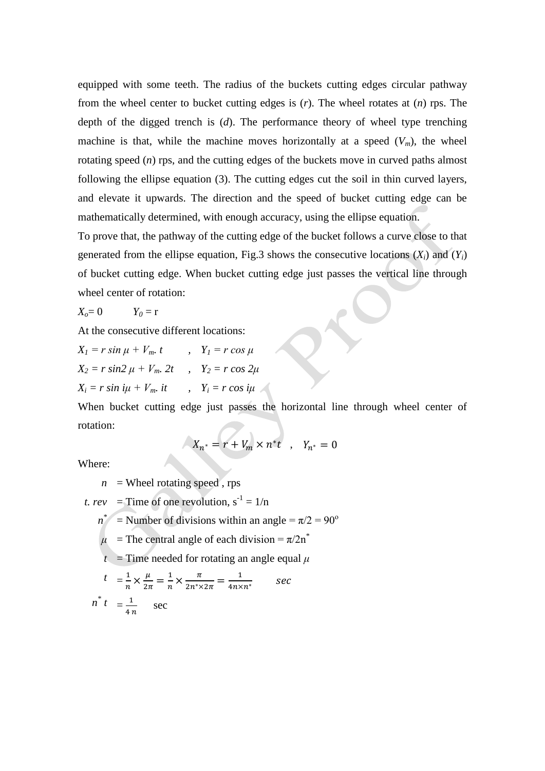equipped with some teeth. The radius of the buckets cutting edges circular pathway from the wheel center to bucket cutting edges is ($r$). The wheel rotates at ($n$) rps. The depth of the digged trench is ($d$). The performance theory of wheel type trenching machine is that, while the machine moves horizontally at a speed ($V_m$), the wheel rotating speed ($n$) rps, and the cutting edges of the buckets move in curved paths almost following the ellipse equation (3). The cutting edges cut the soil in thin curved layers, and elevate it upwards. The direction and the speed of bucket cutting edge can be mathematically determined, with enough accuracy, using the ellipse equation.

To prove that, the pathway of the cutting edge of the bucket follows a curve close to that generated from the ellipse equation, Fig.3 shows the consecutive locations ($X_i$) and ($Y_i$) of bucket cutting edge. When bucket cutting edge just passes the vertical line through wheel center of rotation:

$X_o = 0 \qquad Y_0 = r$

At the consecutive different locations:

$X_1 = r \sin \mu + V_m . t \quad , \quad Y_1 = r \cos \mu$

$X_2 = r \sin 2\mu + V_m . 2t \quad , \quad Y_2 = r \cos 2\mu$

$X_i = r \sin i\mu + V_m . it \quad , \quad Y_i = r \cos i\mu$

When bucket cutting edge just passes the horizontal line through wheel center of rotation:

$$X_{n^*} = r + V_m \times n^* t \quad , \quad Y_{n^*} = 0$$

Where:

$n$ = Wheel rotating speed , rps

$t.\,rev$ = Time of one revolution, $s^{-1} = 1/n$

$n^*$ = Number of divisions within an angle = $\pi/2 = 90^o$

$\mu$ = The central angle of each division = $\pi/2n^*$

$t$ = Time needed for rotating an angle equal $\mu$

$t = \frac{1}{n} \times \frac{\mu}{2\pi} = \frac{1}{n} \times \frac{\pi}{2n^* \times 2\pi} = \frac{1}{4n \times n^*} \quad sec$

$n^* t = \frac{1}{4\,n}$ sec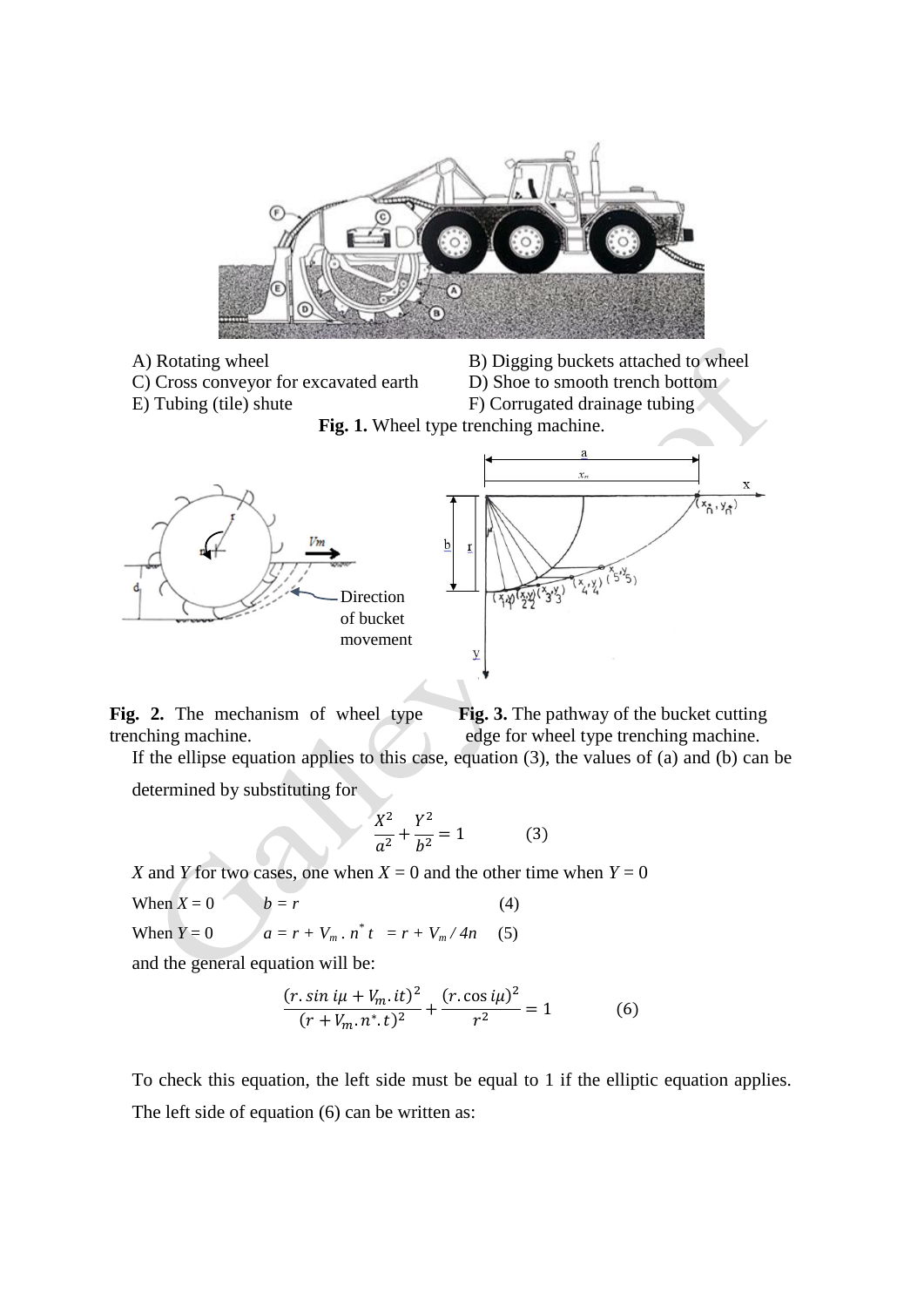A) Rotating wheel
B) Digging buckets attached to wheel
C) Cross conveyor for excavated earth
D) Shoe to smooth trench bottom
E) Tubing (tile) shute
F) Corrugated drainage tubing

**Fig. 1.** Wheel type trenching machine.

**Fig. 2.** The mechanism of wheel type trenching machine.

**Fig. 3.** The pathway of the bucket cutting edge for wheel type trenching machine.

If the ellipse equation applies to this case, equation (3), the values of (a) and (b) can be determined by substituting for

$$\frac{X^2}{a^2} + \frac{Y^2}{b^2} = 1 \qquad (3)$$

*X* and *Y* for two cases, one when $X = 0$ and the other time when $Y = 0$

When $X = 0$ $\qquad b = r \qquad (4)$

When $Y = 0$ $\qquad a = r + V_m \,.\, n^* t \;= r + V_m / 4n \qquad (5)$

and the general equation will be:

$$\frac{(r.\sin i\mu + V_m.it)^2}{(r + V_m.n^*.t)^2} + \frac{(r.\cos i\mu)^2}{r^2} = 1 \qquad (6)$$

To check this equation, the left side must be equal to 1 if the elliptic equation applies. The left side of equation (6) can be written as: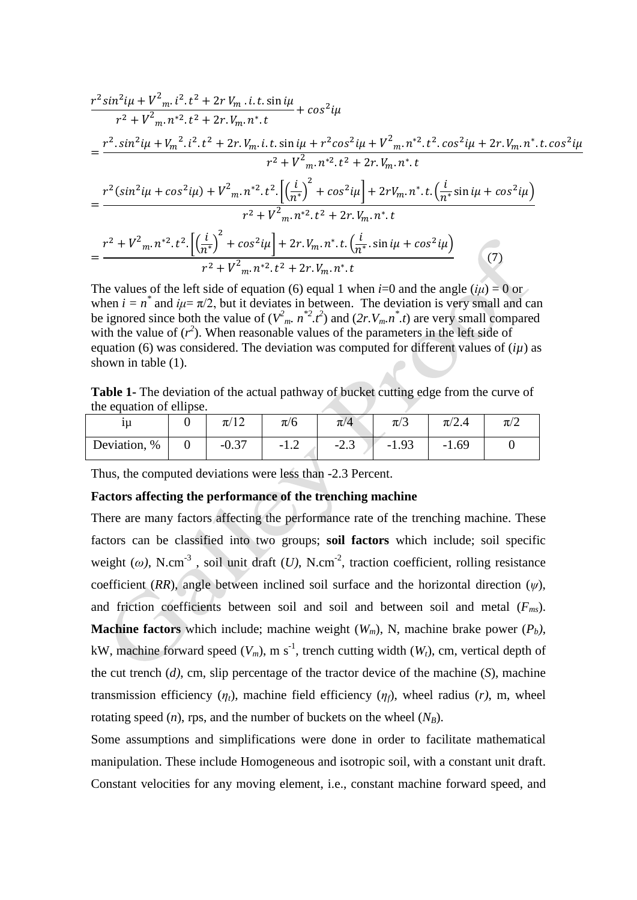$$\frac{r^2 sin^2 i\mu + V^2{}_m . i^2 . t^2 + 2r\, V_m . i . t . \sin i\mu}{r^2 + V^2{}_m . n^{*2} . t^2 + 2r . V_m . n^* . t} + cos^2 i\mu$$

$$= \frac{r^2 . sin^2 i\mu + V_m{}^2 . i^2 . t^2 + 2r . V_m . i . t . \sin i\mu + r^2 cos^2 i\mu + V^2{}_m . n^{*2} . t^2 . cos^2 i\mu + 2r . V_m . n^* . t . cos^2 i\mu}{r^2 + V^2{}_m . n^{*2} . t^2 + 2r . V_m . n^* . t}$$

$$= \frac{r^2 (sin^2 i\mu + cos^2 i\mu) + V^2{}_m . n^{*2} . t^2 . \left[\left(\frac{i}{n^*}\right)^2 + cos^2 i\mu\right] + 2r V_m . n^* . t . \left(\frac{i}{n^*} \sin i\mu + cos^2 i\mu\right)}{r^2 + V^2{}_m . n^{*2} . t^2 + 2r . V_m . n^* . t}$$

$$= \frac{r^2 + V^2{}_m . n^{*2} . t^2 . \left[\left(\frac{i}{n^*}\right)^2 + cos^2 i\mu\right] + 2r . V_m . n^* . t . \left(\frac{i}{n^*} . \sin i\mu + cos^2 i\mu\right)}{r^2 + V^2{}_m . n^{*2} . t^2 + 2r . V_m . n^* . t} \qquad (7)$$

The values of the left side of equation (6) equal 1 when $i$=0 and the angle ($i\mu$) = 0 or when $i = n^*$ and $i\mu = \pi/2$, but it deviates in between. The deviation is very small and can be ignored since both the value of ($V^2_m . n^{*2} . t^2$) and ($2r . V_m . n^* . t$) are very small compared with the value of ($r^2$). When reasonable values of the parameters in the left side of equation (6) was considered. The deviation was computed for different values of ($i\mu$) as shown in table (1).

**Table 1-** The deviation of the actual pathway of bucket cutting edge from the curve of the equation of ellipse.

| iμ | 0 | π/12 | π/6 | π/4 | π/3 | π/2.4 | π/2 |
|---|---|---|---|---|---|---|---|
| Deviation, % | 0 | -0.37 | -1.2 | -2.3 | -1.93 | -1.69 | 0 |

Thus, the computed deviations were less than -2.3 Percent.

**Factors affecting the performance of the trenching machine**

There are many factors affecting the performance rate of the trenching machine. These factors can be classified into two groups; **soil factors** which include; soil specific weight ($\omega$), N.cm$^{-3}$ , soil unit draft ($U$), N.cm$^{-2}$, traction coefficient, rolling resistance coefficient ($RR$), angle between inclined soil surface and the horizontal direction ($\psi$), and friction coefficients between soil and soil and between soil and metal ($F_{ms}$). **Machine factors** which include; machine weight ($W_m$), N, machine brake power ($P_b$), kW, machine forward speed ($V_m$), m s$^{-1}$, trench cutting width ($W_t$), cm, vertical depth of the cut trench ($d$), cm, slip percentage of the tractor device of the machine ($S$), machine transmission efficiency ($\eta_t$), machine field efficiency ($\eta_f$), wheel radius ($r$), m, wheel rotating speed ($n$), rps, and the number of buckets on the wheel ($N_B$).

Some assumptions and simplifications were done in order to facilitate mathematical manipulation. These include Homogeneous and isotropic soil, with a constant unit draft. Constant velocities for any moving element, i.e., constant machine forward speed, and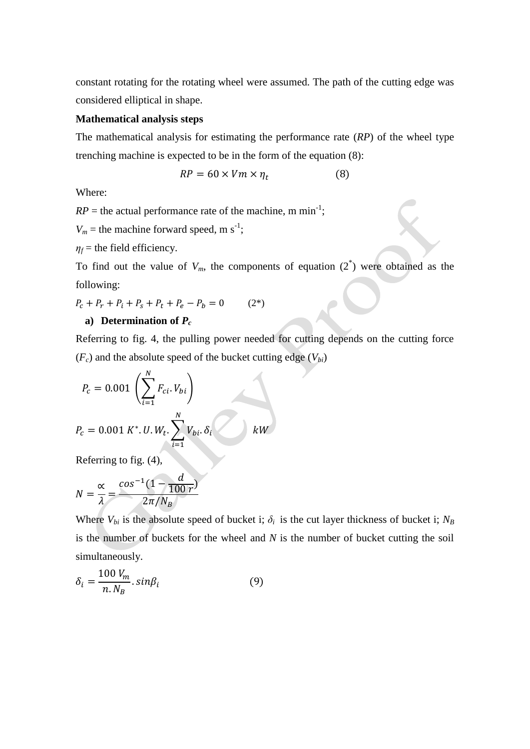constant rotating for the rotating wheel were assumed. The path of the cutting edge was considered elliptical in shape.

**Mathematical analysis steps**

The mathematical analysis for estimating the performance rate (*RP*) of the wheel type trenching machine is expected to be in the form of the equation (8):

$$RP = 60 \times Vm \times \eta_t \qquad (8)$$

Where:

*RP* = the actual performance rate of the machine, m min$^{-1}$;

$V_m$ = the machine forward speed, m s$^{-1}$;

$\eta_f$ = the field efficiency.

To find out the value of $V_m$, the components of equation (2*) were obtained as the following:

$$P_c + P_r + P_i + P_s + P_t + P_e - P_b = 0 \qquad (2^*)$$

**a) Determination of $P_c$**

Referring to fig. 4, the pulling power needed for cutting depends on the cutting force ($F_c$) and the absolute speed of the bucket cutting edge ($V_{bi}$)

$$P_c = 0.001 \left( \sum_{i=1}^{N} F_{ci}.V_{bi} \right)$$

$$P_c = 0.001\ K^*.U.W_t.\sum_{i=1}^{N} V_{bi}.\delta_i \qquad kW$$

Referring to fig. (4),

$$N = \frac{\propto}{\lambda} = \frac{cos^{-1}(1 - \frac{d}{100\ r})}{2\pi/N_B}$$

Where $V_{bi}$ is the absolute speed of bucket i; $\delta_i$ is the cut layer thickness of bucket i; $N_B$ is the number of buckets for the wheel and $N$ is the number of bucket cutting the soil simultaneously.

$$\delta_i = \frac{100\ V_m}{n.N_B}.sin\beta_i \qquad (9)$$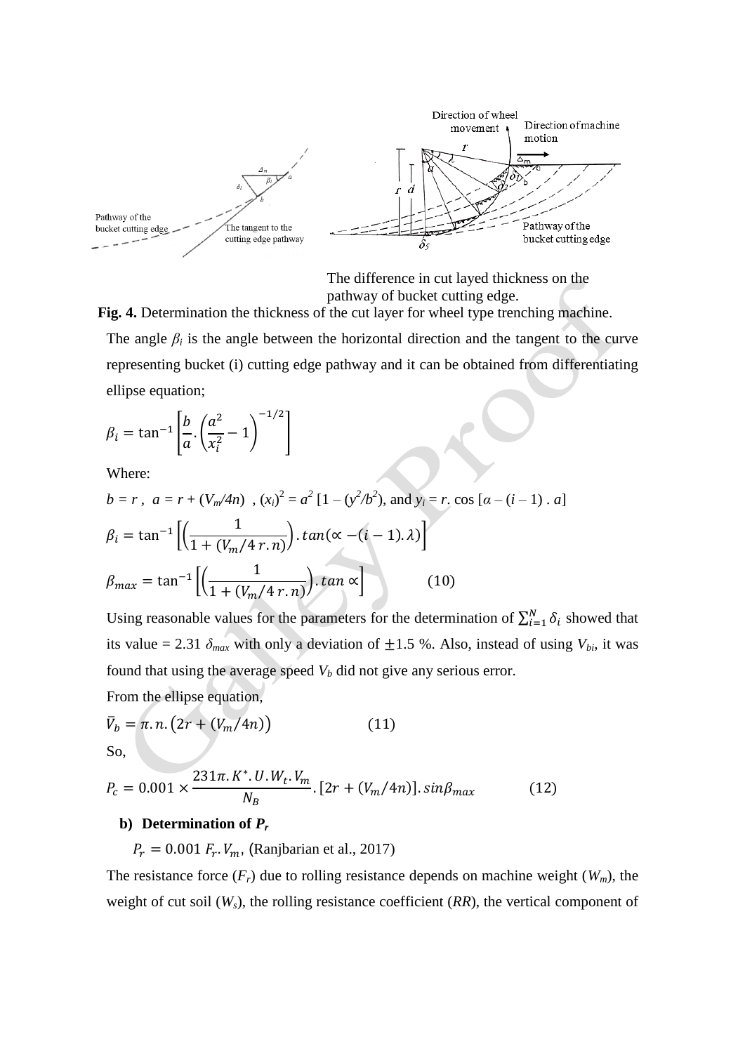The difference in cut layed thickness on the pathway of bucket cutting edge.

**Fig. 4.** Determination the thickness of the cut layer for wheel type trenching machine.

The angle $\beta_i$ is the angle between the horizontal direction and the tangent to the curve representing bucket (i) cutting edge pathway and it can be obtained from differentiating ellipse equation;

$$\beta_i = \tan^{-1}\left[\frac{b}{a}.\left(\frac{a^2}{x_i^2} - 1\right)^{-1/2}\right]$$

Where:

$b = r$, $a = r + (V_m/4n)$, $(x_i)^2 = a^2\,[1 - (y^2/b^2)$, and $y_i = r.\cos\,[\alpha - (i - 1)\,.\,a]$

$$\beta_i = \tan^{-1}\left[\left(\frac{1}{1 + (V_m/4\,r.n)}\right).\tan(\propto -(i-1).\lambda)\right]$$

$$\beta_{max} = \tan^{-1}\left[\left(\frac{1}{1 + (V_m/4\,r.n)}\right).\tan\propto\right] \qquad (10)$$

Using reasonable values for the parameters for the determination of $\sum_{i=1}^{N}\delta_i$ showed that its value = 2.31 $\delta_{max}$ with only a deviation of $\pm$1.5 %. Also, instead of using $V_{bi}$, it was found that using the average speed $V_b$ did not give any serious error.

From the ellipse equation,

$$\bar{V}_b = \pi.n.\left(2r + (V_m/4n)\right) \qquad (11)$$

So,

$$P_c = 0.001 \times \frac{231\pi.K^*.U.W_t.V_m}{N_B}.[2r + (V_m/4n)].\sin\beta_{max} \qquad (12)$$

**b) Determination of $P_r$**

$P_r = 0.001\,F_r.V_m$, (Ranjbarian et al., 2017)

The resistance force ($F_r$) due to rolling resistance depends on machine weight ($W_m$), the weight of cut soil ($W_s$), the rolling resistance coefficient ($RR$), the vertical component of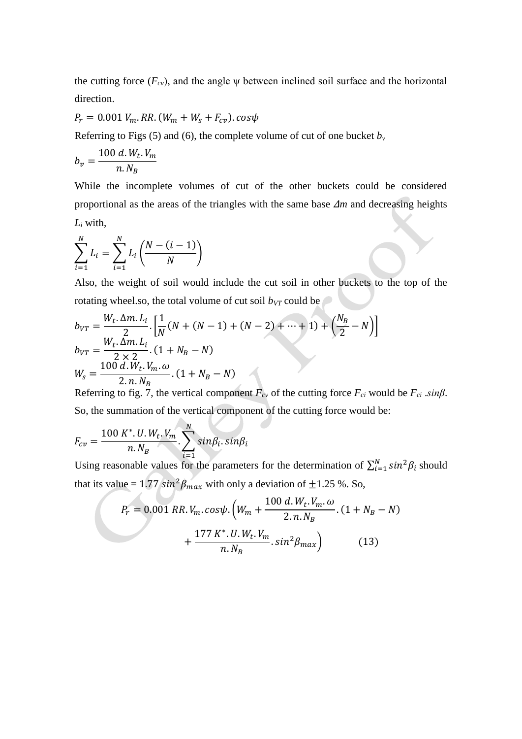the cutting force ($F_{cv}$), and the angle ψ between inclined soil surface and the horizontal direction.

$$P_r = 0.001\, V_m . RR . (W_m + W_s + F_{cv}) . cos\psi$$

Referring to Figs (5) and (6), the complete volume of cut of one bucket $b_v$

$$b_v = \frac{100\, d . W_t . V_m}{n . N_B}$$

While the incomplete volumes of cut of the other buckets could be considered proportional as the areas of the triangles with the same base $\Delta m$ and decreasing heights $L_i$ with,

$$\sum_{i=1}^{N} L_i = \sum_{i=1}^{N} L_i \left( \frac{N-(i-1)}{N} \right)$$

Also, the weight of soil would include the cut soil in other buckets to the top of the rotating wheel.so, the total volume of cut soil $b_{VT}$ could be

$$b_{VT} = \frac{W_t . \Delta m . L_i}{2} . \left[ \frac{1}{N}(N + (N-1) + (N-2) + \cdots + 1) + \left( \frac{N_B}{2} - N \right) \right]$$

$$b_{VT} = \frac{W_t . \Delta m . L_i}{2 \times 2} . (1 + N_B - N)$$

$$W_s = \frac{100\, d . W_t . V_m . \omega}{2 . n . N_B} . (1 + N_B - N)$$

Referring to fig. 7, the vertical component $F_{cv}$ of the cutting force $F_{ci}$ would be $F_{ci}\, .sin\beta$. So, the summation of the vertical component of the cutting force would be:

$$F_{cv} = \frac{100\, K^* . U . W_t . V_m}{n . N_B} . \sum_{i=1}^{N} sin\beta_i . sin\beta_i$$

Using reasonable values for the parameters for the determination of $\sum_{i=1}^{N} sin^2\beta_i$ should that its value = 1.77 $sin^2\beta_{max}$ with only a deviation of $\pm$1.25 %. So,

$$P_r = 0.001\, RR . V_m . cos\psi . \left( W_m + \frac{100\, d . W_t . V_m . \omega}{2 . n . N_B} . (1 + N_B - N) + \frac{177\, K^* . U . W_t . V_m}{n . N_B} . sin^2\beta_{max} \right) \qquad (13)$$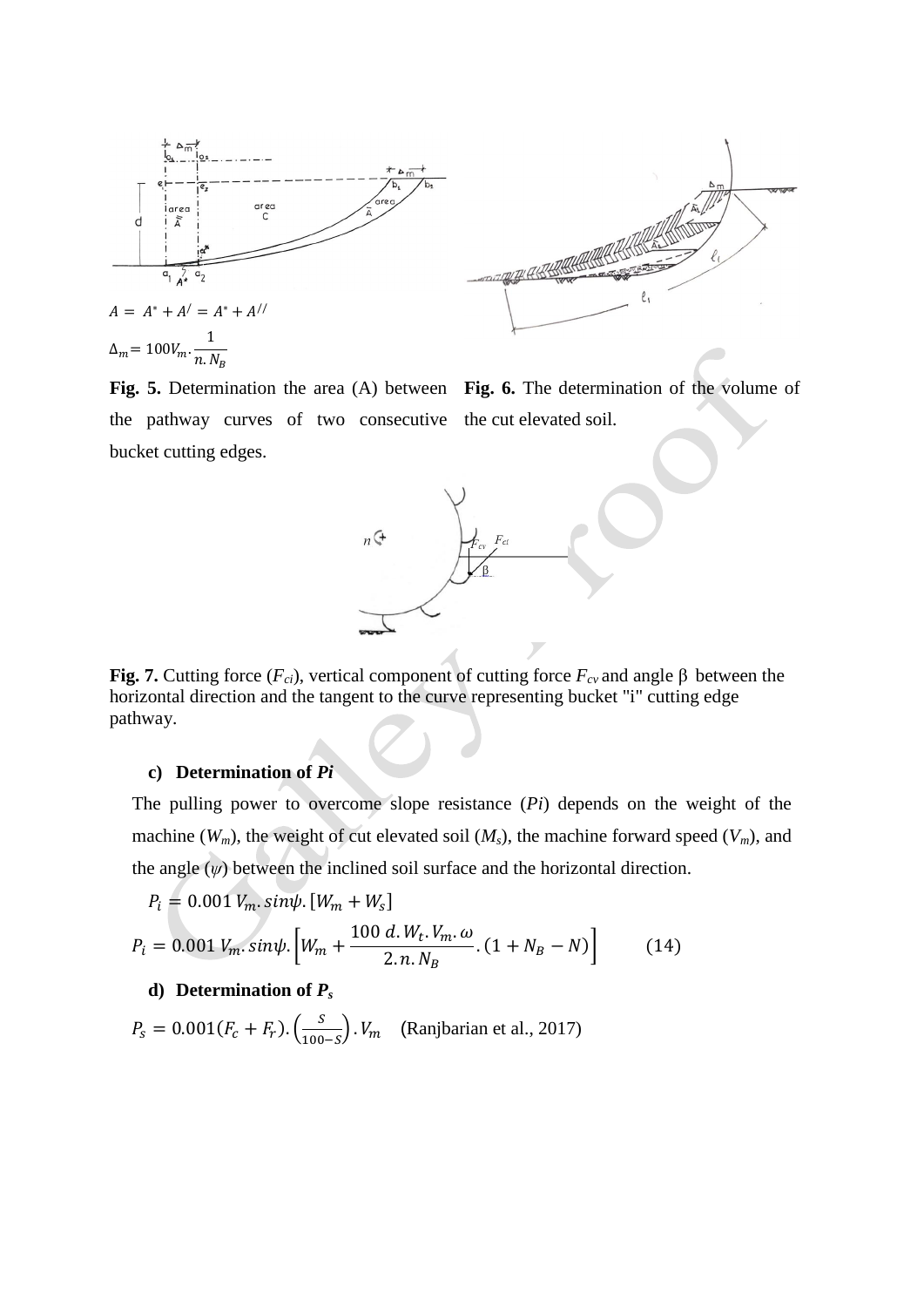$A = A^* + A^/ = A^* + A^{//}$

$\Delta_m = 100 V_m . \frac{1}{n.N_B}$

**Fig. 5.** Determination the area (A) between the pathway curves of two consecutive bucket cutting edges.

**Fig. 6.** The determination of the volume of the cut elevated soil.

**Fig. 7.** Cutting force ($F_{ci}$), vertical component of cutting force $F_{cv}$ and angle β between the horizontal direction and the tangent to the curve representing bucket "i" cutting edge pathway.

**c) Determination of *Pi***

The pulling power to overcome slope resistance ($Pi$) depends on the weight of the machine ($W_m$), the weight of cut elevated soil ($M_s$), the machine forward speed ($V_m$), and the angle ($\psi$) between the inclined soil surface and the horizontal direction.

$$P_i = 0.001\, V_m . sin\psi . [W_m + W_s]$$

$$P_i = 0.001\, V_m . sin\psi . \left[W_m + \frac{100\ d. W_t . V_m . \omega}{2.n.N_B} . (1 + N_B - N)\right] \qquad (14)$$

**d) Determination of $P_s$**

$P_s = 0.001(F_c + F_r). \left(\frac{S}{100-S}\right). V_m$ (Ranjbarian et al., 2017)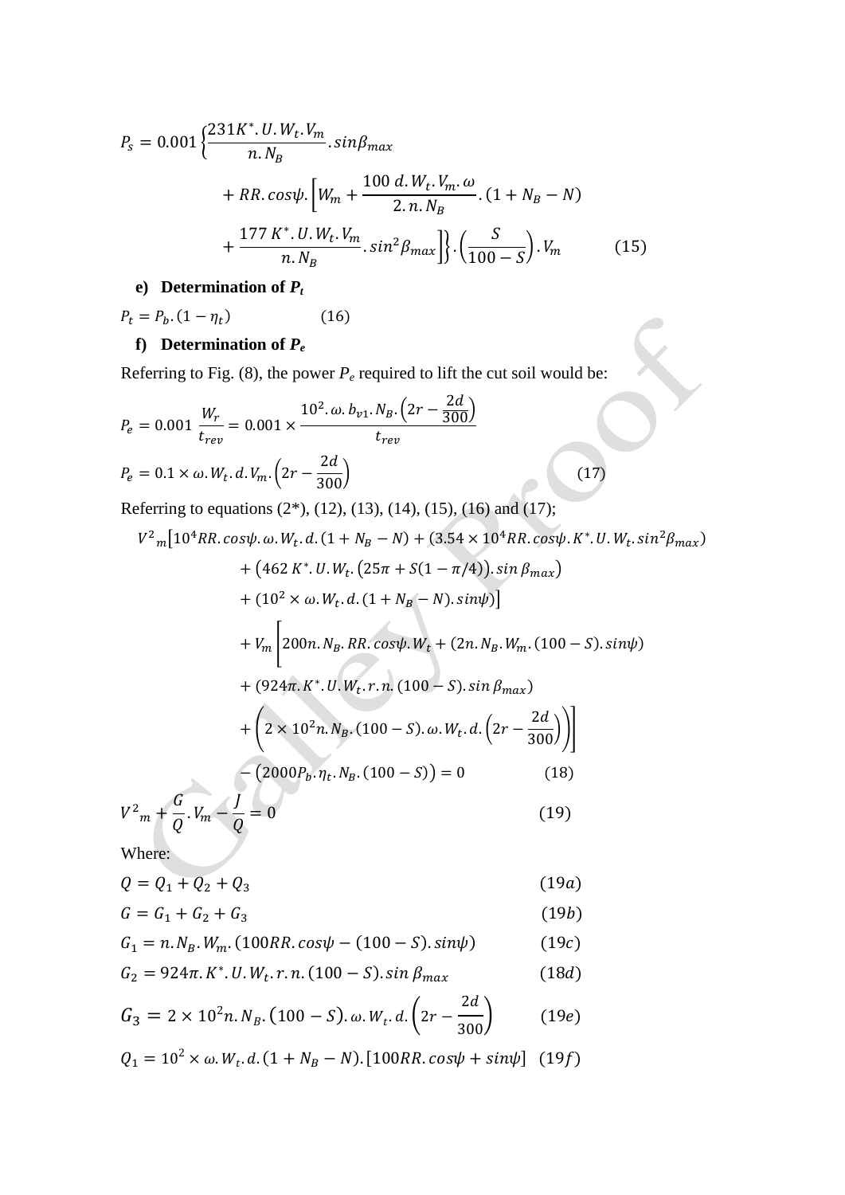$$P_s = 0.001 \left\{ \frac{231K^*.U.W_t.V_m}{n.N_B}.sin\beta_{max} + RR.cos\psi.\left[ W_m + \frac{100\ d.W_t.V_m.\omega}{2.n.N_B}.(1 + N_B - N) + \frac{177\ K^*.U.W_t.V_m}{n.N_B}.sin^2\beta_{max} \right] \right\}.\left(\frac{S}{100 - S}\right).V_m \quad (15)$$

**e) Determination of $P_t$**

$$P_t = P_b.(1 - \eta_t) \quad (16)$$

**f) Determination of $P_e$**

Referring to Fig. (8), the power $P_e$ required to lift the cut soil would be:

$$P_e = 0.001\ \frac{W_r}{t_{rev}} = 0.001 \times \frac{10^2.\omega.b_{v1}.N_B.\left(2r - \frac{2d}{300}\right)}{t_{rev}}$$

$$P_e = 0.1 \times \omega.W_t.d.V_m.\left(2r - \frac{2d}{300}\right) \quad (17)$$

Referring to equations (2*), (12), (13), (14), (15), (16) and (17);

$$\begin{aligned} &V^2{}_m\big[10^4RR.cos\psi.\omega.W_t.d.(1 + N_B - N) + (3.54 \times 10^4RR.cos\psi.K^*.U.W_t.sin^2\beta_{max}) \\ &+ \big(462\ K^*.U.W_t.\big(25\pi + S(1 - \pi/4)\big).sin\,\beta_{max}\big) \\ &+ (10^2 \times \omega.W_t.d.(1 + N_B - N).sin\psi)\big] \\ &+ V_m\Bigg[200n.N_B.RR.cos\psi.W_t + (2n.N_B.W_m.(100 - S).sin\psi) \\ &+ (924\pi.K^*.U.W_t.r.n.(100 - S).sin\,\beta_{max}) \\ &+ \left(2 \times 10^2n.N_B.(100 - S).\omega.W_t.d.\left(2r - \frac{2d}{300}\right)\right)\Bigg] \\ &- \big(2000P_b.\eta_t.N_B.(100 - S)\big) = 0 \end{aligned} \quad (18)$$

$$V^2{}_m + \frac{G}{Q}.V_m - \frac{J}{Q} = 0 \quad (19)$$

Where:

$$Q = Q_1 + Q_2 + Q_3 \quad (19a)$$

$$G = G_1 + G_2 + G_3 \quad (19b)$$

$$G_1 = n.N_B.W_m.(100RR.cos\psi - (100 - S).sin\psi) \quad (19c)$$

$$G_2 = 924\pi.K^*.U.W_t.r.n.(100 - S).sin\,\beta_{max} \quad (18d)$$

$$G_3 = 2 \times 10^2n.N_B.(100 - S).\omega.W_t.d.\left(2r - \frac{2d}{300}\right) \quad (19e)$$

$$Q_1 = 10^2 \times \omega.W_t.d.(1 + N_B - N).[100RR.cos\psi + sin\psi] \quad (19f)$$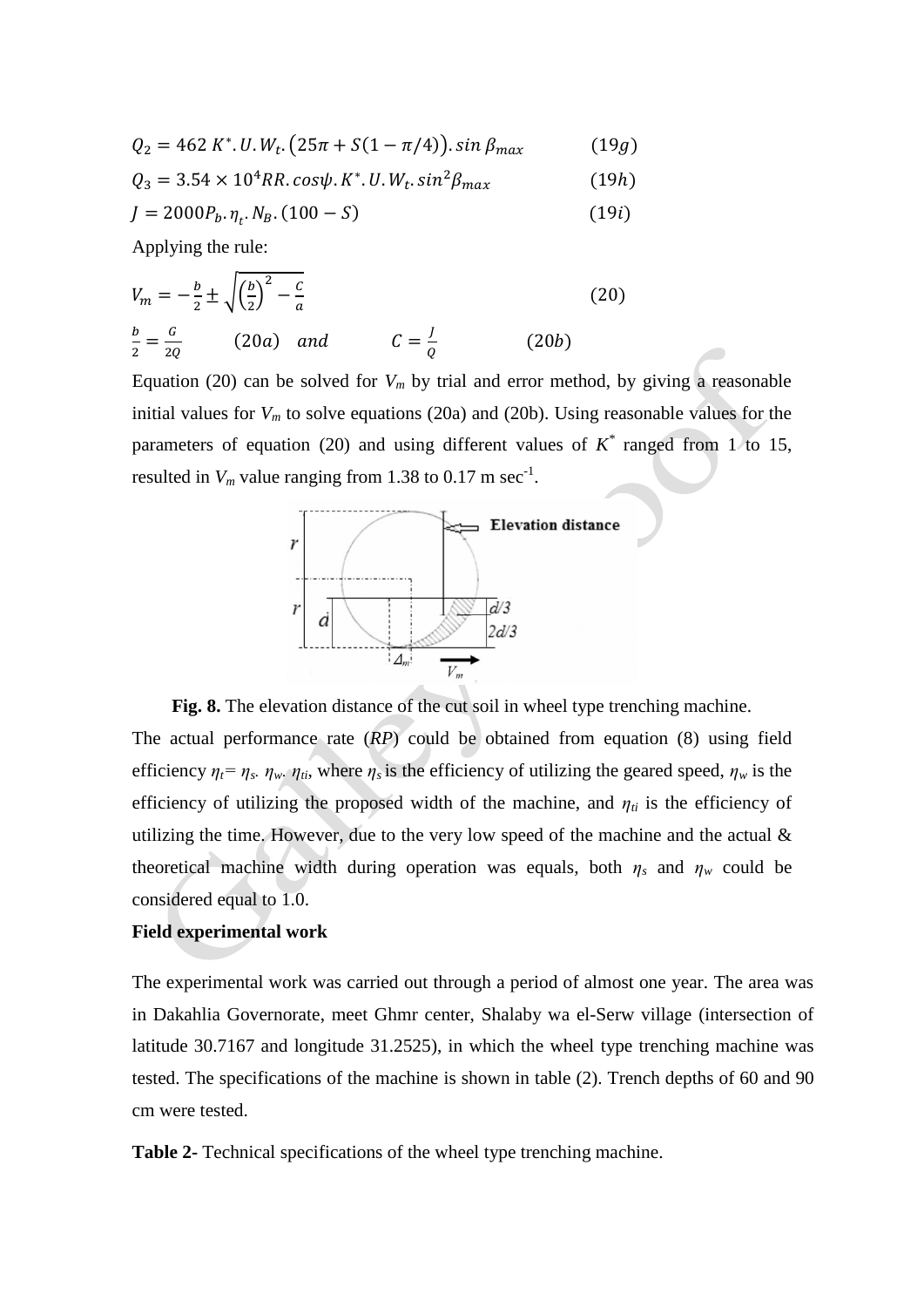$$Q_2 = 462\, K^*.\, U.\, W_t.\left(25\pi + S(1 - \pi/4)\right).\sin\beta_{max} \qquad (19g)$$

$$Q_3 = 3.54 \times 10^4 RR.\cos\psi.\, K^*.\, U.\, W_t.\sin^2\beta_{max} \qquad (19h)$$

$$J = 2000 P_b.\, \eta_t.\, N_B.\,(100 - S) \qquad (19i)$$

Applying the rule:

$$V_m = -\frac{b}{2} \pm \sqrt{\left(\frac{b}{2}\right)^2 - \frac{C}{a}} \qquad (20)$$

$$\frac{b}{2} = \frac{G}{2Q} \qquad (20a) \quad and \qquad C = \frac{J}{Q} \qquad (20b)$$

Equation (20) can be solved for $V_m$ by trial and error method, by giving a reasonable initial values for $V_m$ to solve equations (20a) and (20b). Using reasonable values for the parameters of equation (20) and using different values of $K^*$ ranged from 1 to 15, resulted in $V_m$ value ranging from 1.38 to 0.17 m sec$^{-1}$.

**Fig. 8.** The elevation distance of the cut soil in wheel type trenching machine.

The actual performance rate (*RP*) could be obtained from equation (8) using field efficiency $\eta_t = \eta_s.\ \eta_w.\ \eta_{ti}$, where $\eta_s$ is the efficiency of utilizing the geared speed, $\eta_w$ is the efficiency of utilizing the proposed width of the machine, and $\eta_{ti}$ is the efficiency of utilizing the time. However, due to the very low speed of the machine and the actual & theoretical machine width during operation was equals, both $\eta_s$ and $\eta_w$ could be considered equal to 1.0.

**Field experimental work**

The experimental work was carried out through a period of almost one year. The area was in Dakahlia Governorate, meet Ghmr center, Shalaby wa el-Serw village (intersection of latitude 30.7167 and longitude 31.2525), in which the wheel type trenching machine was tested. The specifications of the machine is shown in table (2). Trench depths of 60 and 90 cm were tested.

**Table 2-** Technical specifications of the wheel type trenching machine.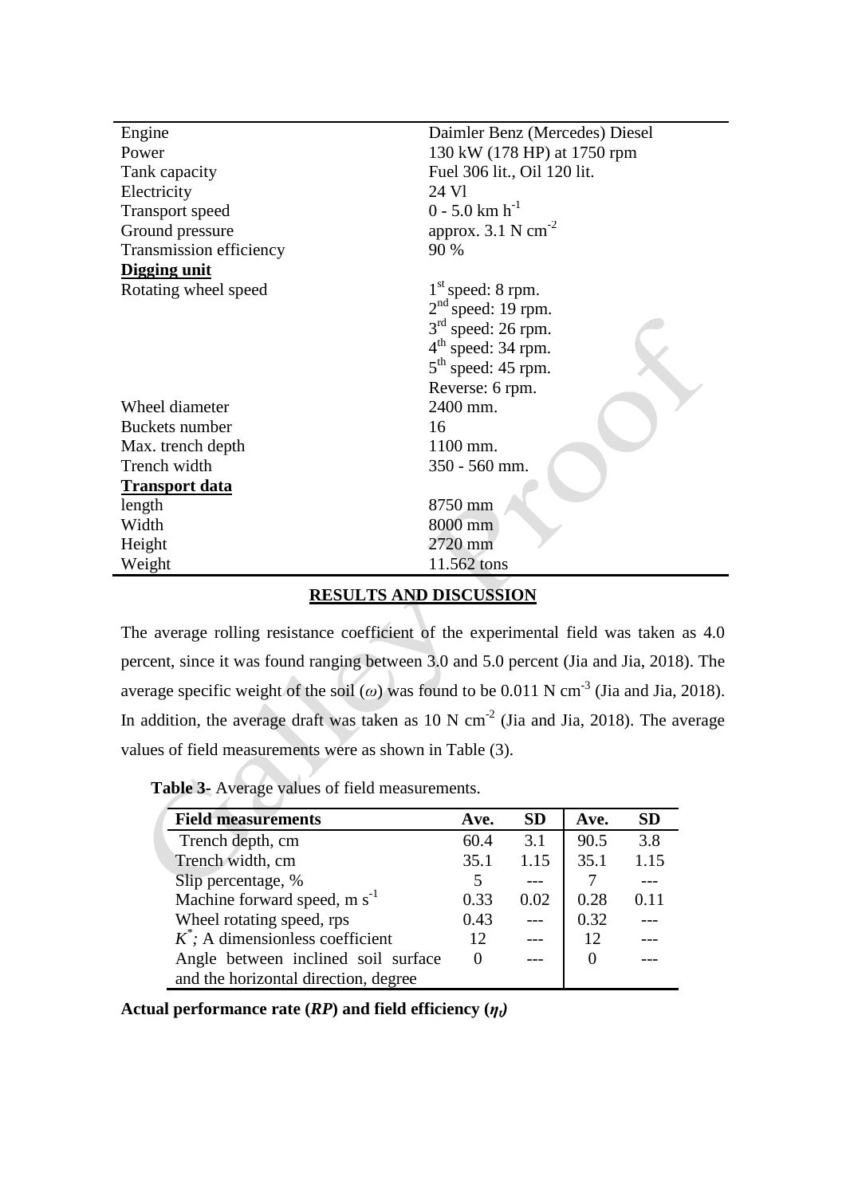| | |
|---|---|
| Engine | Daimler Benz (Mercedes) Diesel |
| Power | 130 kW (178 HP) at 1750 rpm |
| Tank capacity | Fuel 306 lit., Oil 120 lit. |
| Electricity | 24 Vl |
| Transport speed | 0 - 5.0 km $h^{-1}$ |
| Ground pressure | approx. 3.1 N $cm^{-2}$ |
| Transmission efficiency | 90 % |
| **Digging unit** | |
| Rotating wheel speed | $1^{st}$ speed: 8 rpm.<br>$2^{nd}$ speed: 19 rpm.<br>$3^{rd}$ speed: 26 rpm.<br>$4^{th}$ speed: 34 rpm.<br>$5^{th}$ speed: 45 rpm.<br>Reverse: 6 rpm. |
| Wheel diameter | 2400 mm. |
| Buckets number | 16 |
| Max. trench depth | 1100 mm. |
| Trench width | 350 - 560 mm. |
| **Transport data** | |
| length | 8750 mm |
| Width | 8000 mm |
| Height | 2720 mm |
| Weight | 11.562 tons |

## RESULTS AND DISCUSSION

The average rolling resistance coefficient of the experimental field was taken as 4.0 percent, since it was found ranging between 3.0 and 5.0 percent (Jia and Jia, 2018). The average specific weight of the soil ($\omega$) was found to be 0.011 N $cm^{-3}$ (Jia and Jia, 2018). In addition, the average draft was taken as 10 N $cm^{-2}$ (Jia and Jia, 2018). The average values of field measurements were as shown in Table (3).

**Table 3**- Average values of field measurements.

| Field measurements | Ave. | SD | Ave. | SD |
|---|---|---|---|---|
| Trench depth, cm | 60.4 | 3.1 | 90.5 | 3.8 |
| Trench width, cm | 35.1 | 1.15 | 35.1 | 1.15 |
| Slip percentage, % | 5 | --- | 7 | --- |
| Machine forward speed, m $s^{-1}$ | 0.33 | 0.02 | 0.28 | 0.11 |
| Wheel rotating speed, rps | 0.43 | --- | 0.32 | --- |
| $K^{*}$; A dimensionless coefficient | 12 | --- | 12 | --- |
| Angle between inclined soil surface and the horizontal direction, degree | 0 | --- | 0 | --- |

**Actual performance rate (*RP*) and field efficiency ($\eta_f$)**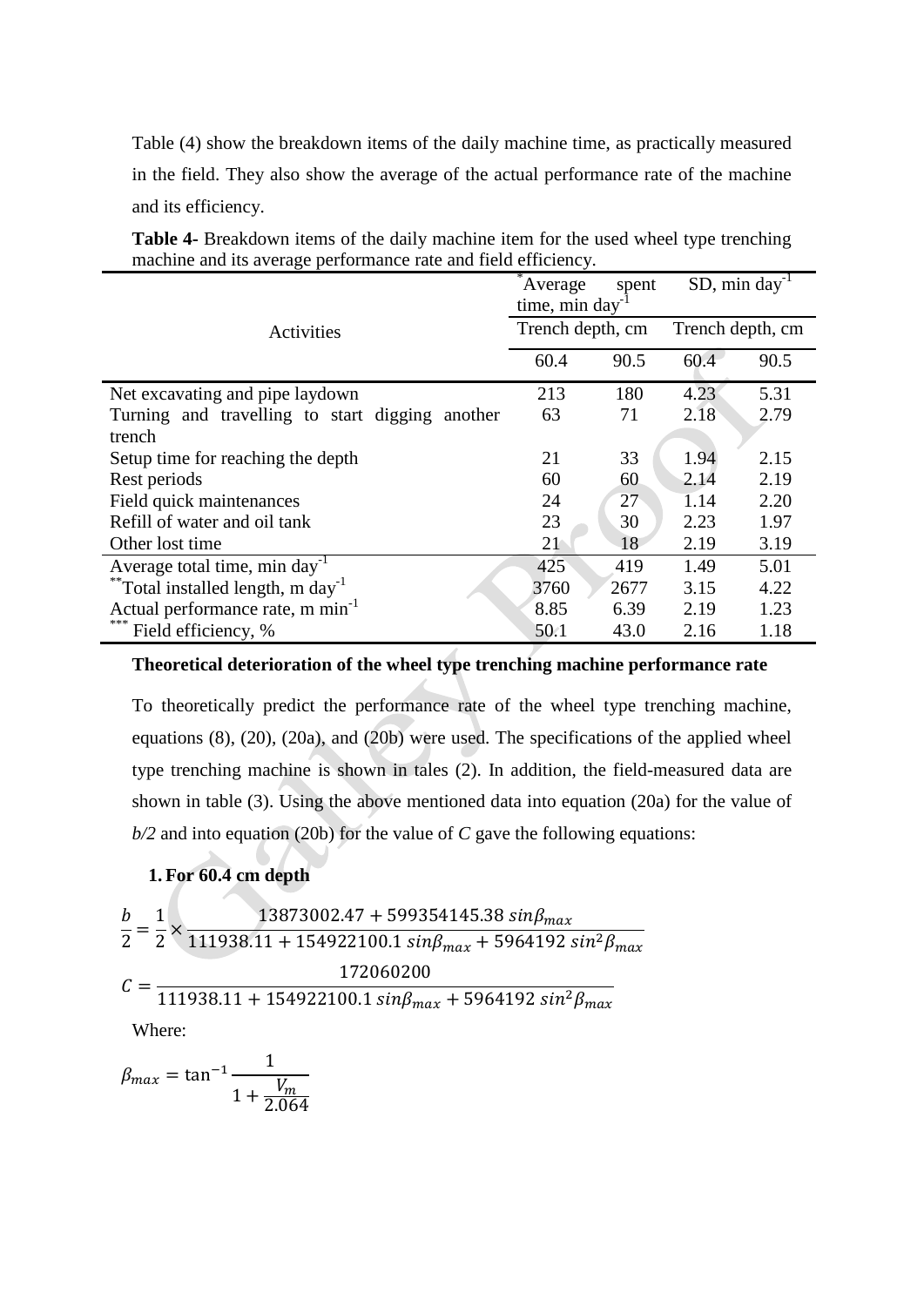Table (4) show the breakdown items of the daily machine time, as practically measured in the field. They also show the average of the actual performance rate of the machine and its efficiency.

**Table 4-** Breakdown items of the daily machine item for the used wheel type trenching machine and its average performance rate and field efficiency.

| Activities | *Average spent time, min day$^{-1}$ | | SD, min day$^{-1}$ | |
|---|---|---|---|---|
| | Trench depth, cm | | Trench depth, cm | |
| | 60.4 | 90.5 | 60.4 | 90.5 |
| Net excavating and pipe laydown | 213 | 180 | 4.23 | 5.31 |
| Turning and travelling to start digging another trench | 63 | 71 | 2.18 | 2.79 |
| Setup time for reaching the depth | 21 | 33 | 1.94 | 2.15 |
| Rest periods | 60 | 60 | 2.14 | 2.19 |
| Field quick maintenances | 24 | 27 | 1.14 | 2.20 |
| Refill of water and oil tank | 23 | 30 | 2.23 | 1.97 |
| Other lost time | 21 | 18 | 2.19 | 3.19 |
| Average total time, min day$^{-1}$ | 425 | 419 | 1.49 | 5.01 |
| **Total installed length, m day$^{-1}$ | 3760 | 2677 | 3.15 | 4.22 |
| Actual performance rate, m min$^{-1}$ | 8.85 | 6.39 | 2.19 | 1.23 |
| *** Field efficiency, % | 50.1 | 43.0 | 2.16 | 1.18 |

**Theoretical deterioration of the wheel type trenching machine performance rate**

To theoretically predict the performance rate of the wheel type trenching machine, equations (8), (20), (20a), and (20b) were used. The specifications of the applied wheel type trenching machine is shown in tales (2). In addition, the field-measured data are shown in table (3). Using the above mentioned data into equation (20a) for the value of *b/2* and into equation (20b) for the value of *C* gave the following equations:

1. **For 60.4 cm depth**

$$\frac{b}{2} = \frac{1}{2} \times \frac{13873002.47 + 599354145.38\ sin\beta_{max}}{111938.11 + 154922100.1\ sin\beta_{max} + 5964192\ sin^2\beta_{max}}$$

$$C = \frac{172060200}{111938.11 + 154922100.1\ sin\beta_{max} + 5964192\ sin^2\beta_{max}}$$

Where:

$$\beta_{max} = \tan^{-1}\frac{1}{1 + \frac{V_m}{2.064}}$$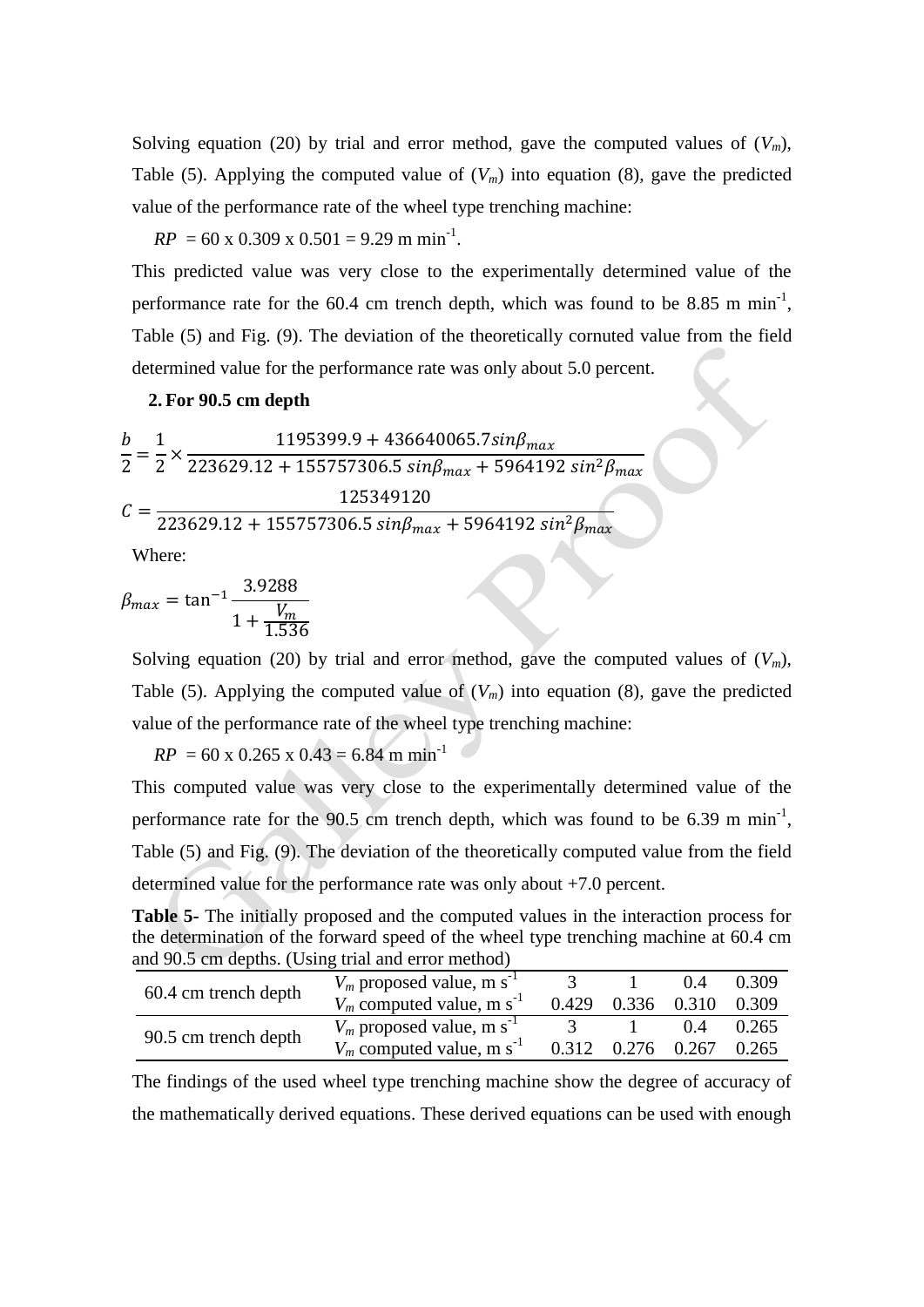Solving equation (20) by trial and error method, gave the computed values of ($V_m$), Table (5). Applying the computed value of ($V_m$) into equation (8), gave the predicted value of the performance rate of the wheel type trenching machine:

$RP$ = 60 x 0.309 x 0.501 = 9.29 m min$^{-1}$.

This predicted value was very close to the experimentally determined value of the performance rate for the 60.4 cm trench depth, which was found to be 8.85 m min$^{-1}$, Table (5) and Fig. (9). The deviation of the theoretically cornuted value from the field determined value for the performance rate was only about 5.0 percent.

**2. For 90.5 cm depth**

$$\frac{b}{2} = \frac{1}{2} \times \frac{1195399.9 + 436640065.7 sin\beta_{max}}{223629.12 + 155757306.5\ sin\beta_{max} + 5964192\ sin^2\beta_{max}}$$

$$C = \frac{125349120}{223629.12 + 155757306.5\ sin\beta_{max} + 5964192\ sin^2\beta_{max}}$$

Where:

$$\beta_{max} = \tan^{-1}\frac{3.9288}{1 + \frac{V_m}{1.536}}$$

Solving equation (20) by trial and error method, gave the computed values of ($V_m$), Table (5). Applying the computed value of ($V_m$) into equation (8), gave the predicted value of the performance rate of the wheel type trenching machine:

$RP$ = 60 x 0.265 x 0.43 = 6.84 m min$^{-1}$

This computed value was very close to the experimentally determined value of the performance rate for the 90.5 cm trench depth, which was found to be 6.39 m min$^{-1}$, Table (5) and Fig. (9). The deviation of the theoretically computed value from the field determined value for the performance rate was only about +7.0 percent.

**Table 5-** The initially proposed and the computed values in the interaction process for the determination of the forward speed of the wheel type trenching machine at 60.4 cm and 90.5 cm depths. (Using trial and error method)

| | | | | | |
|---|---|---|---|---|---|
| 60.4 cm trench depth | $V_m$ proposed value, m s$^{-1}$ | 3 | 1 | 0.4 | 0.309 |
| | $V_m$ computed value, m s$^{-1}$ | 0.429 | 0.336 | 0.310 | 0.309 |
| 90.5 cm trench depth | $V_m$ proposed value, m s$^{-1}$ | 3 | 1 | 0.4 | 0.265 |
| | $V_m$ computed value, m s$^{-1}$ | 0.312 | 0.276 | 0.267 | 0.265 |

The findings of the used wheel type trenching machine show the degree of accuracy of the mathematically derived equations. These derived equations can be used with enough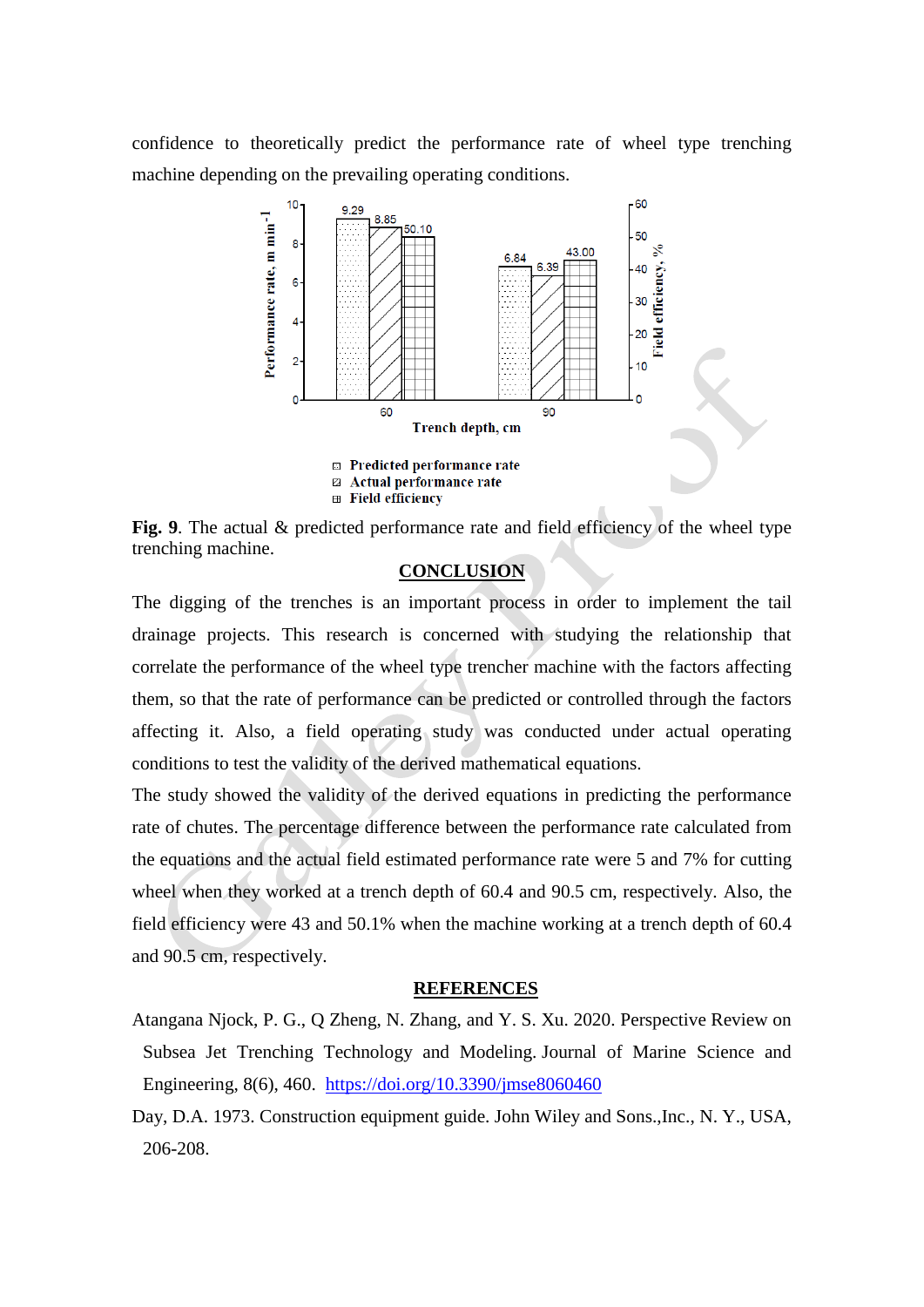confidence to theoretically predict the performance rate of wheel type trenching machine depending on the prevailing operating conditions.

**Fig. 9**. The actual & predicted performance rate and field efficiency of the wheel type trenching machine.

## CONCLUSION

The digging of the trenches is an important process in order to implement the tail drainage projects. This research is concerned with studying the relationship that correlate the performance of the wheel type trencher machine with the factors affecting them, so that the rate of performance can be predicted or controlled through the factors affecting it. Also, a field operating study was conducted under actual operating conditions to test the validity of the derived mathematical equations.

The study showed the validity of the derived equations in predicting the performance rate of chutes. The percentage difference between the performance rate calculated from the equations and the actual field estimated performance rate were 5 and 7% for cutting wheel when they worked at a trench depth of 60.4 and 90.5 cm, respectively. Also, the field efficiency were 43 and 50.1% when the machine working at a trench depth of 60.4 and 90.5 cm, respectively.

## REFERENCES

Atangana Njock, P. G., Q Zheng, N. Zhang, and Y. S. Xu. 2020. Perspective Review on Subsea Jet Trenching Technology and Modeling. Journal of Marine Science and Engineering, 8(6), 460. https://doi.org/10.3390/jmse8060460

Day, D.A. 1973. Construction equipment guide. John Wiley and Sons.,Inc., N. Y., USA, 206-208.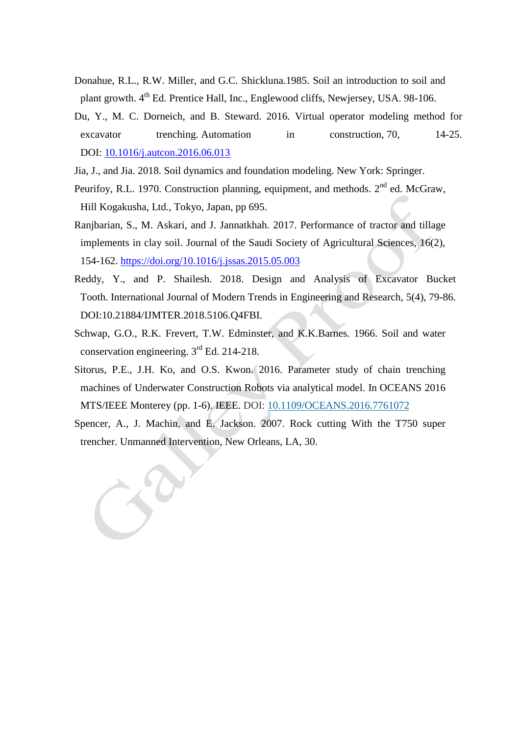Donahue, R.L., R.W. Miller, and G.C. Shickluna.1985. Soil an introduction to soil and plant growth. 4th Ed. Prentice Hall, Inc., Englewood cliffs, Newjersey, USA. 98-106.

Du, Y., M. C. Dorneich, and B. Steward. 2016. Virtual operator modeling method for excavator trenching. Automation in construction, 70, 14-25. DOI: 10.1016/j.autcon.2016.06.013

Jia, J., and Jia. 2018. Soil dynamics and foundation modeling. New York: Springer.

Peurifoy, R.L. 1970. Construction planning, equipment, and methods. 2nd ed. McGraw, Hill Kogakusha, Ltd., Tokyo, Japan, pp 695.

Ranjbarian, S., M. Askari, and J. Jannatkhah. 2017. Performance of tractor and tillage implements in clay soil. Journal of the Saudi Society of Agricultural Sciences, 16(2), 154-162. https://doi.org/10.1016/j.jssas.2015.05.003

Reddy, Y., and P. Shailesh. 2018. Design and Analysis of Excavator Bucket Tooth. International Journal of Modern Trends in Engineering and Research, 5(4), 79-86. DOI:10.21884/IJMTER.2018.5106.Q4FBI.

Schwap, G.O., R.K. Frevert, T.W. Edminster, and K.K.Barnes. 1966. Soil and water conservation engineering. 3rd Ed. 214-218.

Sitorus, P.E., J.H. Ko, and O.S. Kwon. 2016. Parameter study of chain trenching machines of Underwater Construction Robots via analytical model. In OCEANS 2016 MTS/IEEE Monterey (pp. 1-6). IEEE. DOI: 10.1109/OCEANS.2016.7761072

Spencer, A., J. Machin, and E. Jackson. 2007. Rock cutting With the T750 super trencher. Unmanned Intervention, New Orleans, LA, 30.